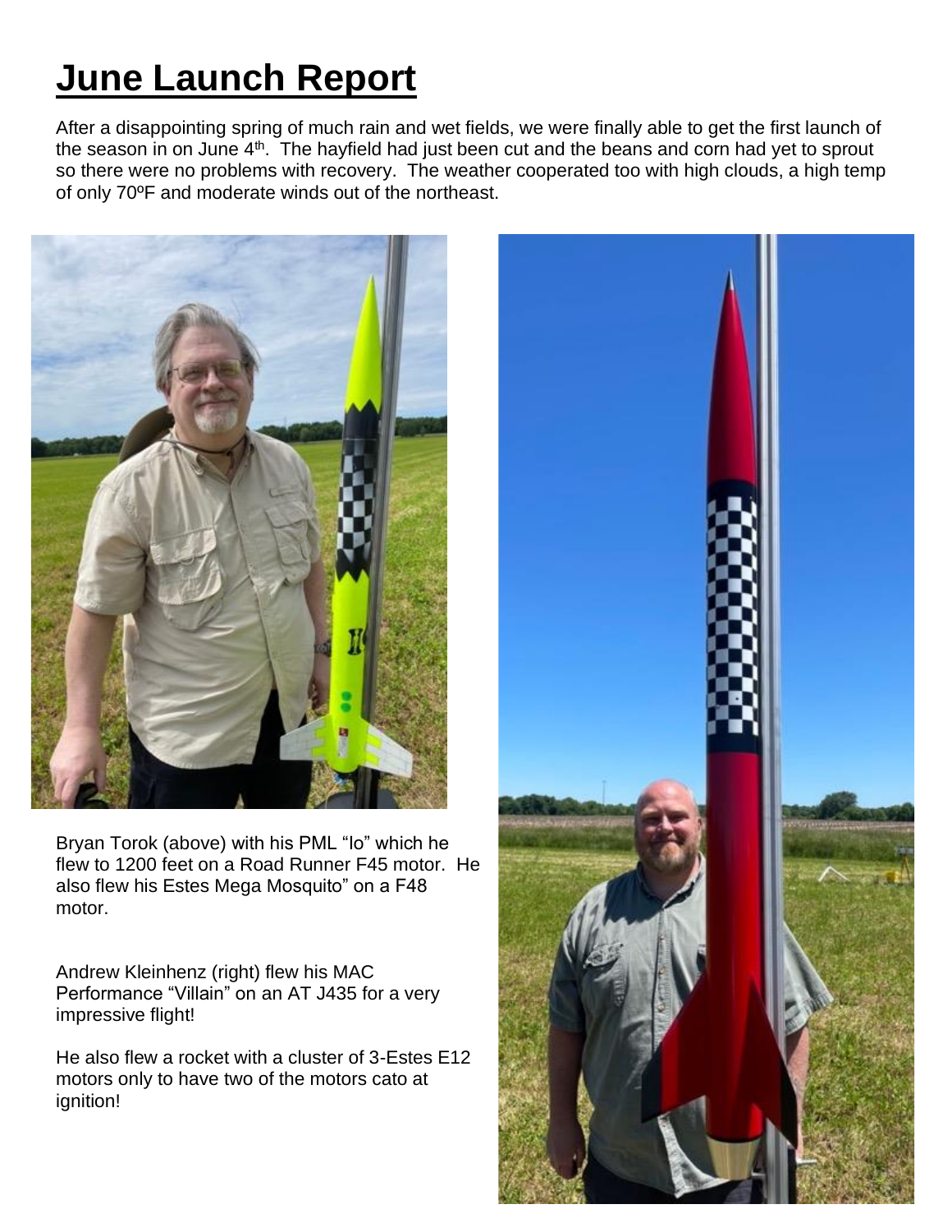# June Launch Report

After a disappointing spring of much rain and wet fields, we were finally able to get the first launch of the season in on June 4th. The hayfield had just been cut and the beans and corn had yet to sprout so there were no problems with recovery. The weather cooperated too with high clouds, a high temp of only 70ºF and moderate winds out of the northeast.

Bryan Torok (above) with his PML "Io" which he flew to 1200 feet on a Road Runner F45 motor. He also flew his Estes Mega Mosquito" on a F48 motor.

Andrew Kleinhenz (right) flew his MAC Performance "Villain" on an AT J435 for a very impressive flight!

He also flew a rocket with a cluster of 3-Estes E12 motors only to have two of the motors cato at ignition!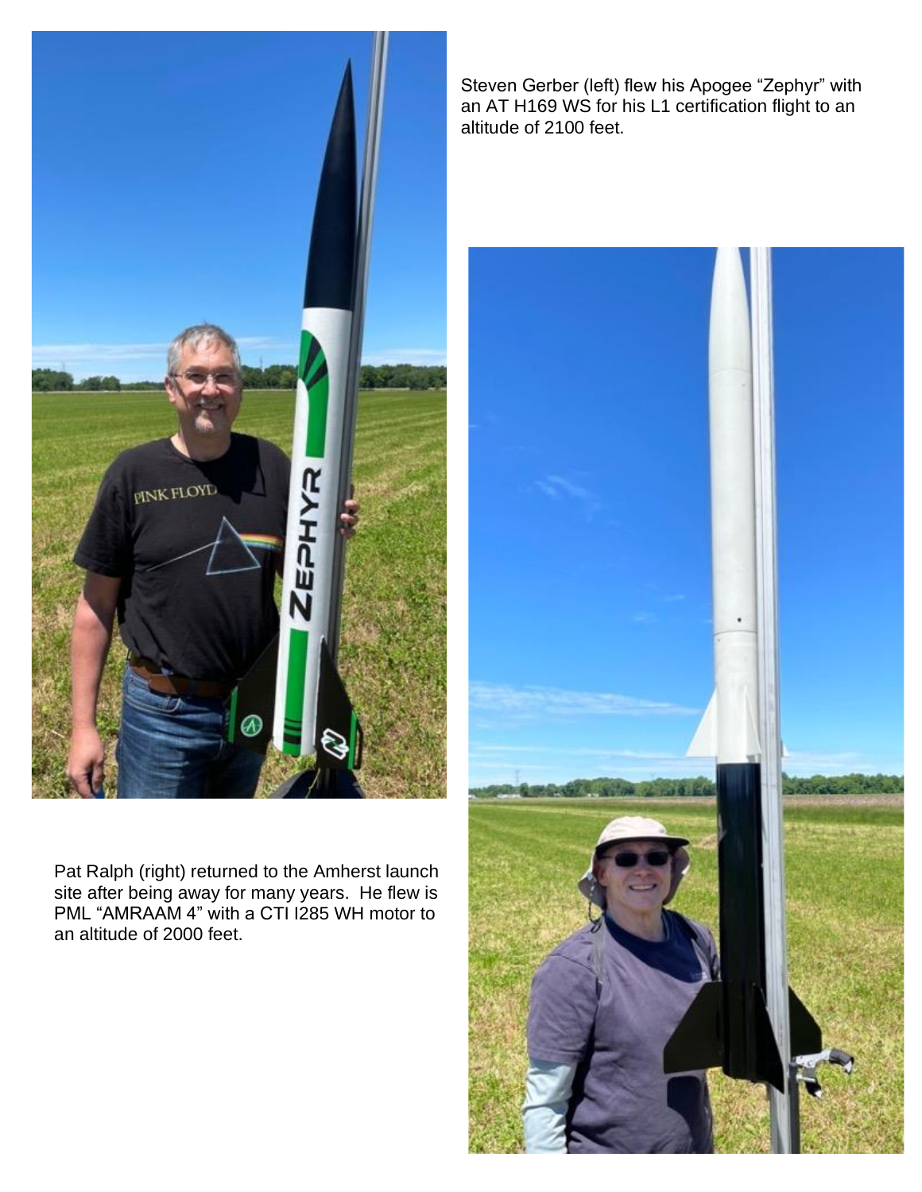Steven Gerber (left) flew his Apogee "Zephyr" with an AT H169 WS for his L1 certification flight to an altitude of 2100 feet.

Pat Ralph (right) returned to the Amherst launch site after being away for many years. He flew is PML "AMRAAM 4" with a CTI I285 WH motor to an altitude of 2000 feet.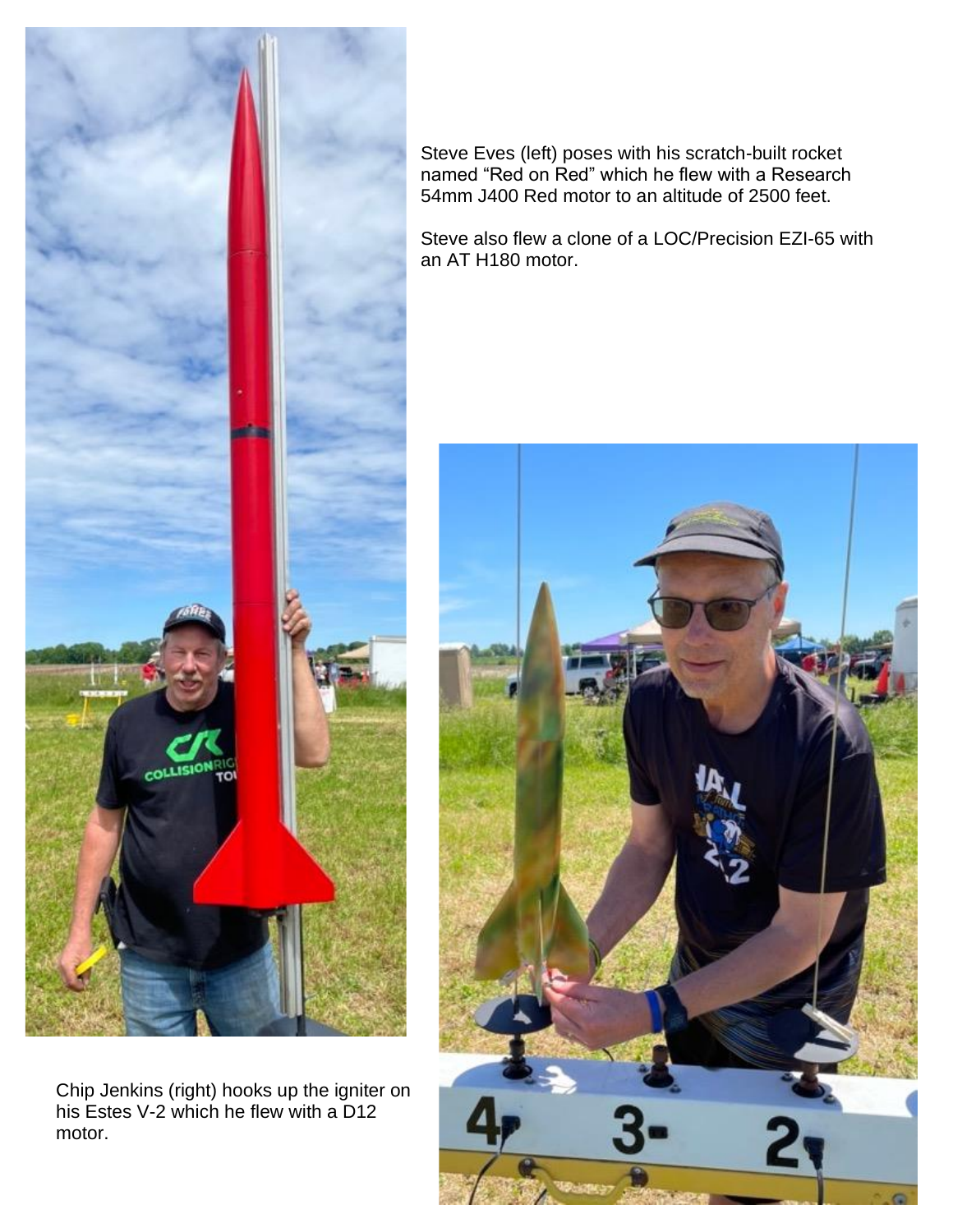Steve Eves (left) poses with his scratch-built rocket named "Red on Red" which he flew with a Research 54mm J400 Red motor to an altitude of 2500 feet.

Steve also flew a clone of a LOC/Precision EZI-65 with an AT H180 motor.

Chip Jenkins (right) hooks up the igniter on his Estes V-2 which he flew with a D12 motor.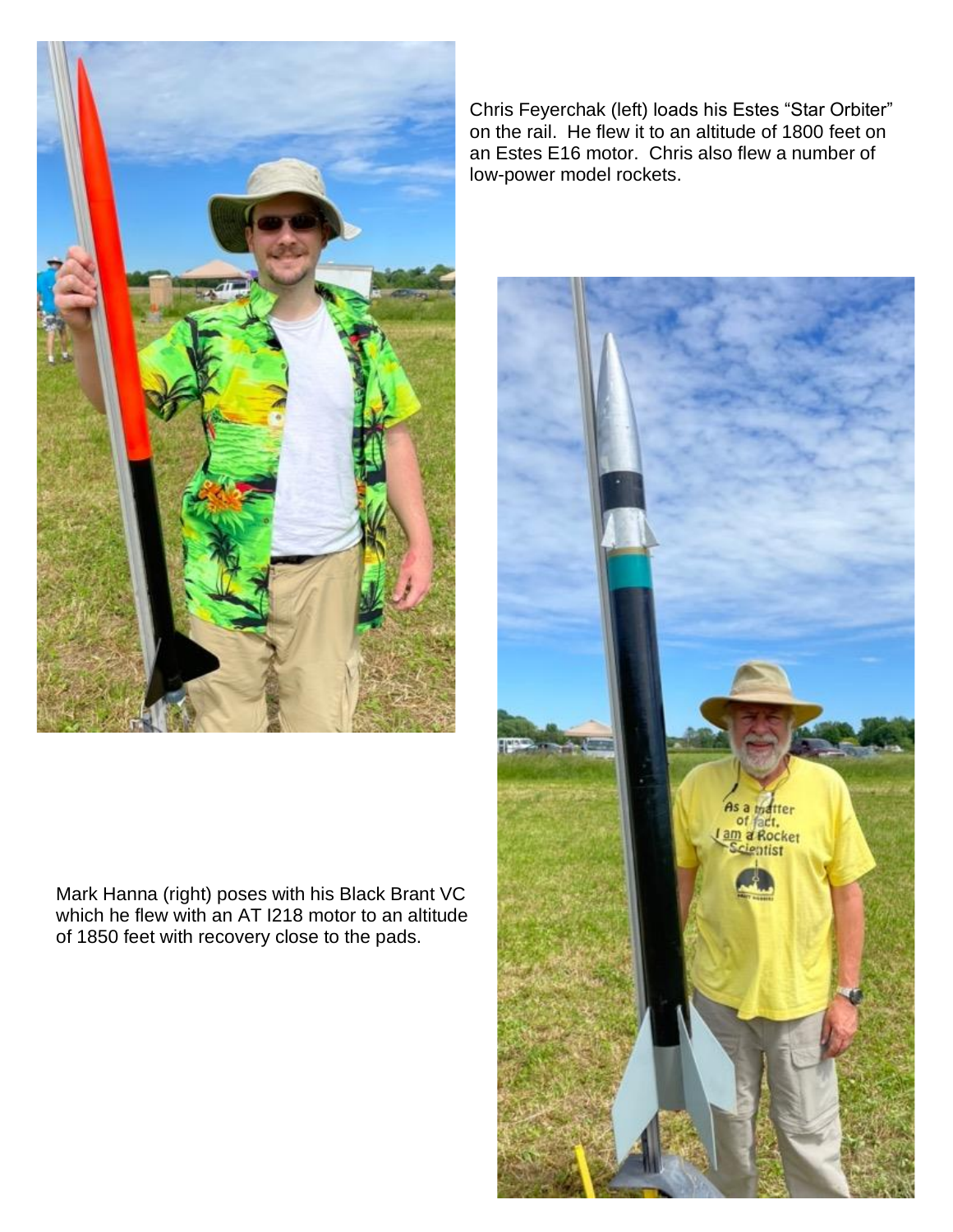Chris Feyerchak (left) loads his Estes "Star Orbiter" on the rail. He flew it to an altitude of 1800 feet on an Estes E16 motor. Chris also flew a number of low-power model rockets.

Mark Hanna (right) poses with his Black Brant VC which he flew with an AT I218 motor to an altitude of 1850 feet with recovery close to the pads.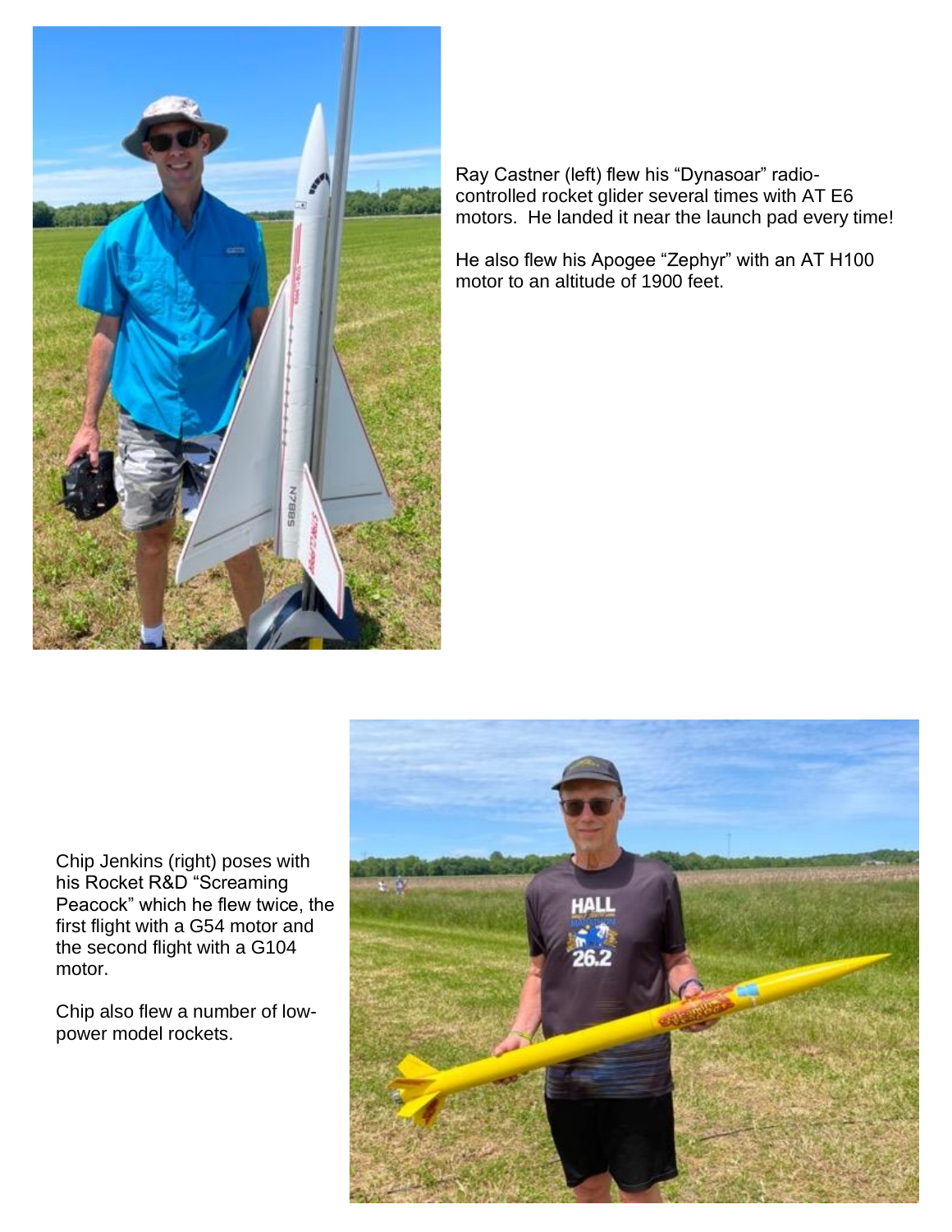Ray Castner (left) flew his “Dynasoar” radio-controlled rocket glider several times with AT E6 motors. He landed it near the launch pad every time!

He also flew his Apogee “Zephyr” with an AT H100 motor to an altitude of 1900 feet.

Chip Jenkins (right) poses with his Rocket R&D “Screaming Peacock” which he flew twice, the first flight with a G54 motor and the second flight with a G104 motor.

Chip also flew a number of low-power model rockets.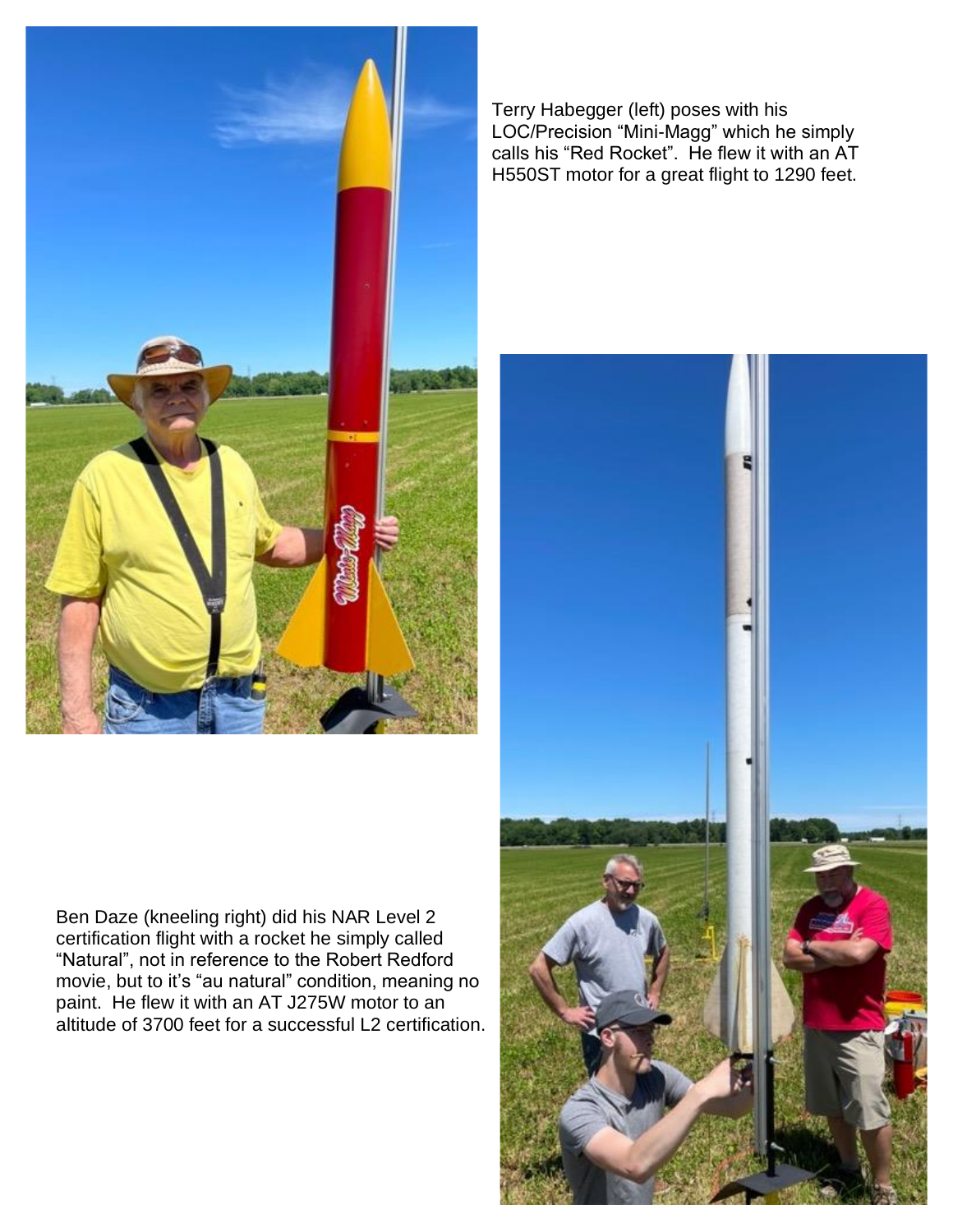Terry Habegger (left) poses with his LOC/Precision "Mini-Magg" which he simply calls his "Red Rocket". He flew it with an AT H550ST motor for a great flight to 1290 feet.

Ben Daze (kneeling right) did his NAR Level 2 certification flight with a rocket he simply called "Natural", not in reference to the Robert Redford movie, but to it's "au natural" condition, meaning no paint. He flew it with an AT J275W motor to an altitude of 3700 feet for a successful L2 certification.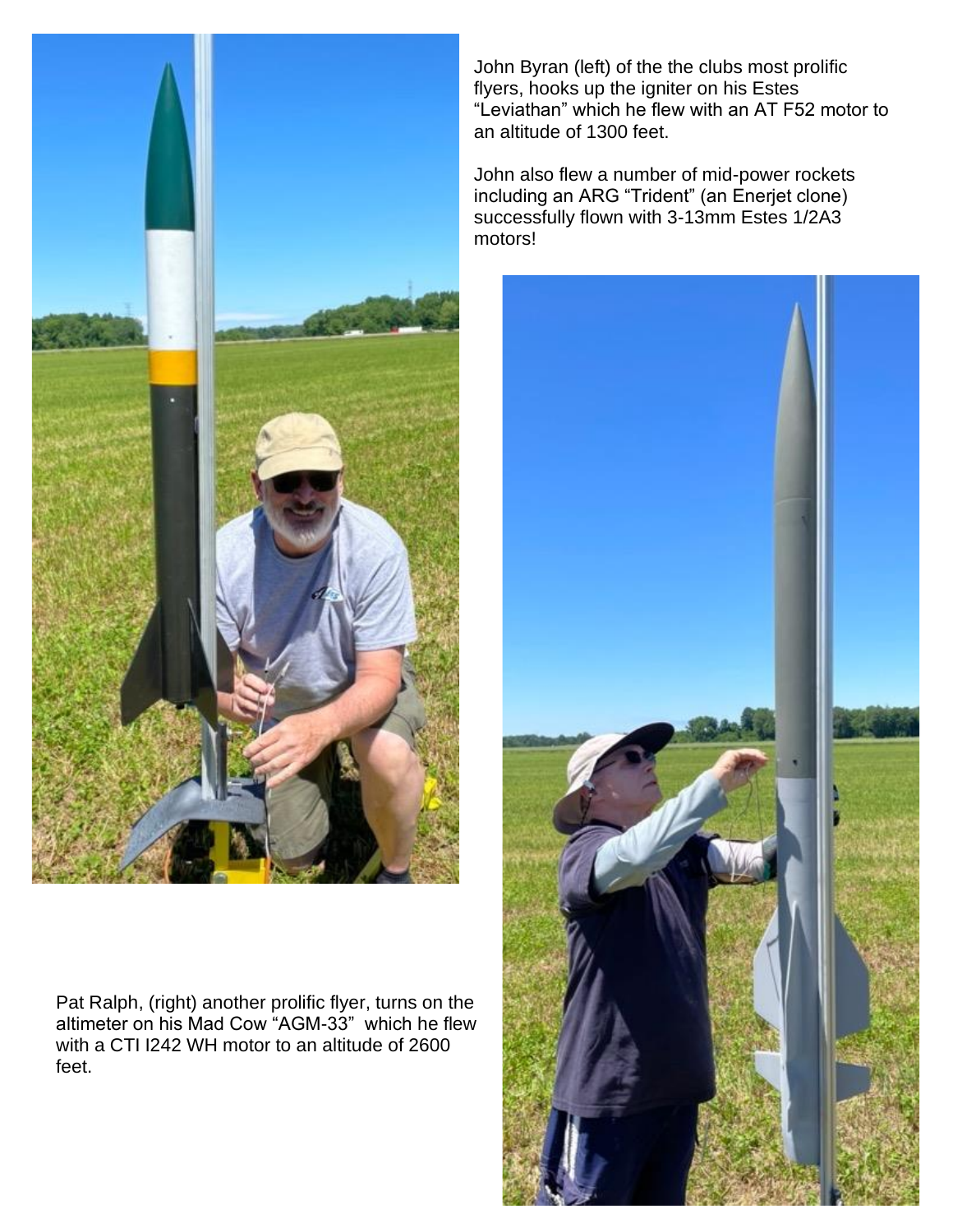John Byran (left) of the the clubs most prolific flyers, hooks up the igniter on his Estes "Leviathan" which he flew with an AT F52 motor to an altitude of 1300 feet.

John also flew a number of mid-power rockets including an ARG "Trident" (an Enerjet clone) successfully flown with 3-13mm Estes 1/2A3 motors!

Pat Ralph, (right) another prolific flyer, turns on the altimeter on his Mad Cow "AGM-33" which he flew with a CTI I242 WH motor to an altitude of 2600 feet.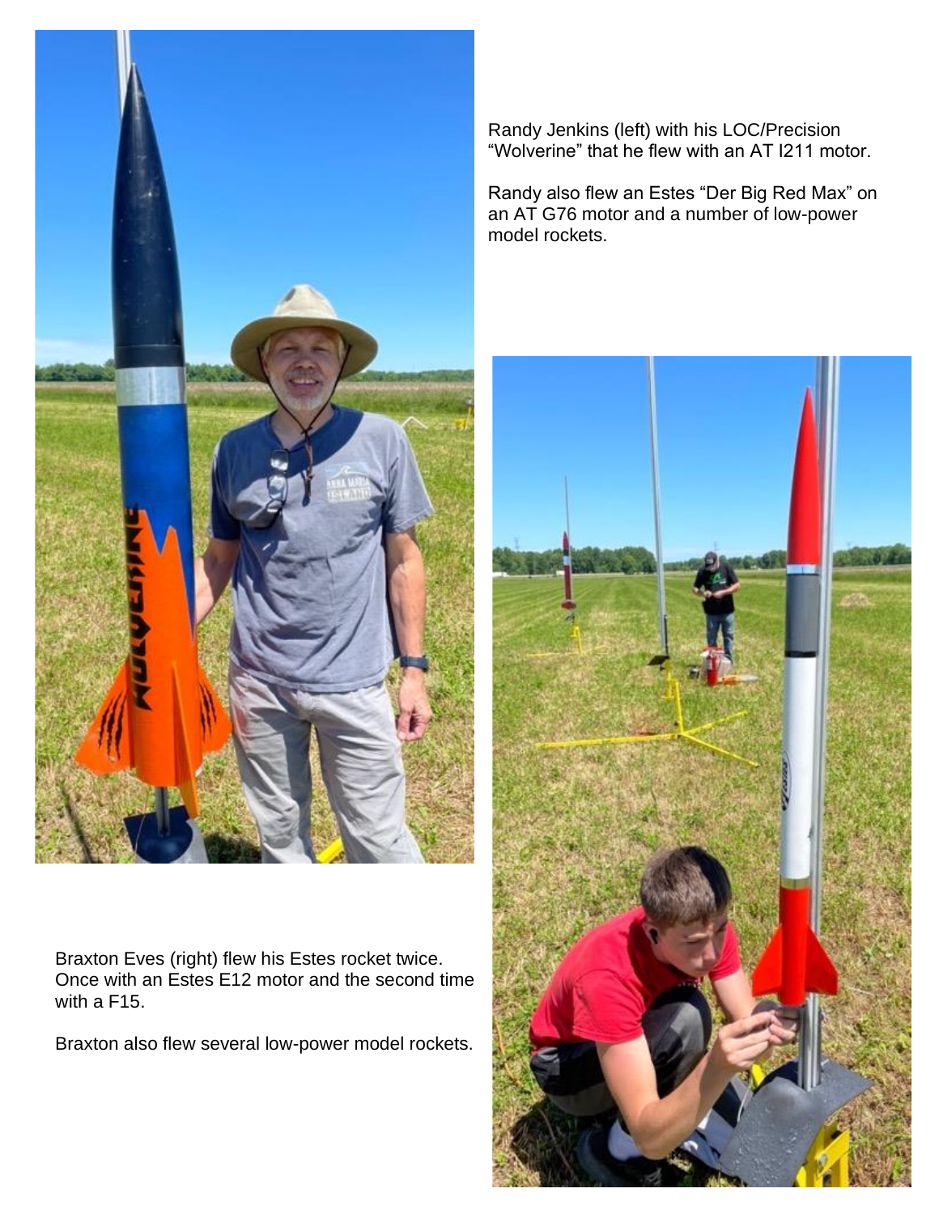Randy Jenkins (left) with his LOC/Precision "Wolverine" that he flew with an AT I211 motor.

Randy also flew an Estes "Der Big Red Max" on an AT G76 motor and a number of low-power model rockets.

Braxton Eves (right) flew his Estes rocket twice. Once with an Estes E12 motor and the second time with a F15.

Braxton also flew several low-power model rockets.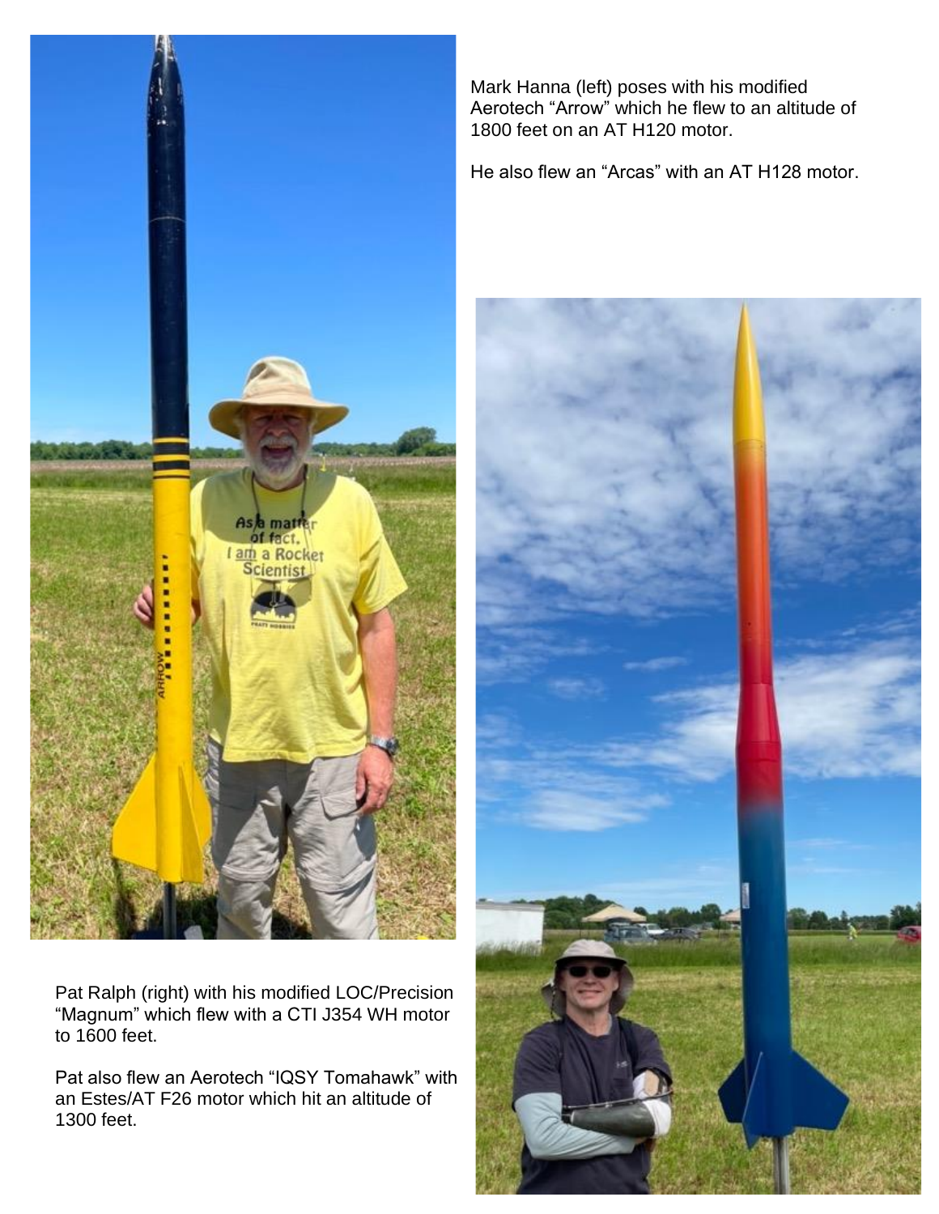Mark Hanna (left) poses with his modified Aerotech "Arrow" which he flew to an altitude of 1800 feet on an AT H120 motor.

He also flew an "Arcas" with an AT H128 motor.

Pat Ralph (right) with his modified LOC/Precision "Magnum" which flew with a CTI J354 WH motor to 1600 feet.

Pat also flew an Aerotech "IQSY Tomahawk" with an Estes/AT F26 motor which hit an altitude of 1300 feet.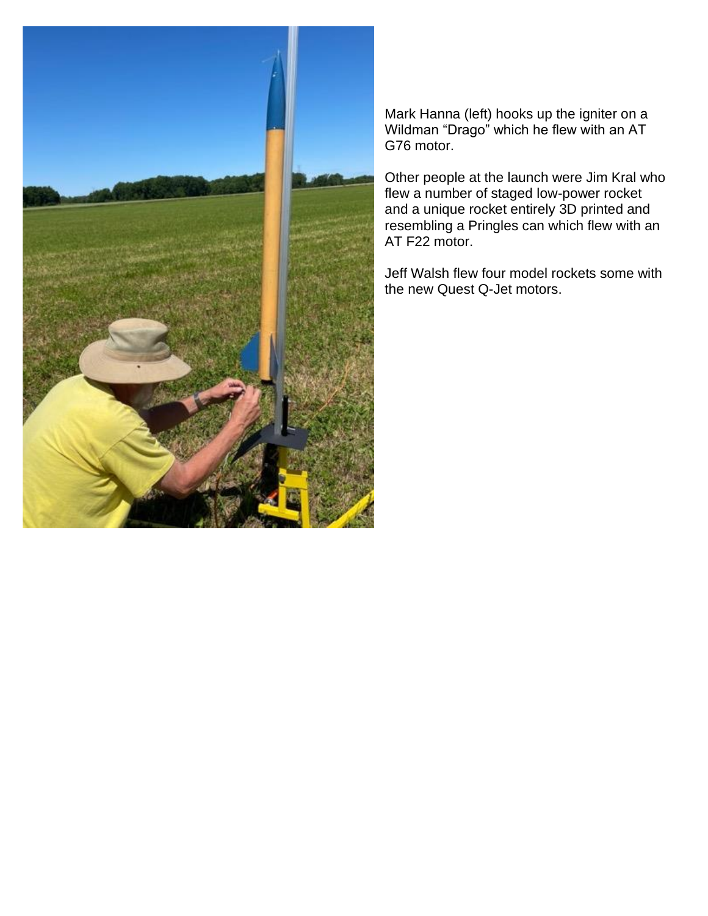Mark Hanna (left) hooks up the igniter on a Wildman "Drago" which he flew with an AT G76 motor.

Other people at the launch were Jim Kral who flew a number of staged low-power rocket and a unique rocket entirely 3D printed and resembling a Pringles can which flew with an AT F22 motor.

Jeff Walsh flew four model rockets some with the new Quest Q-Jet motors.